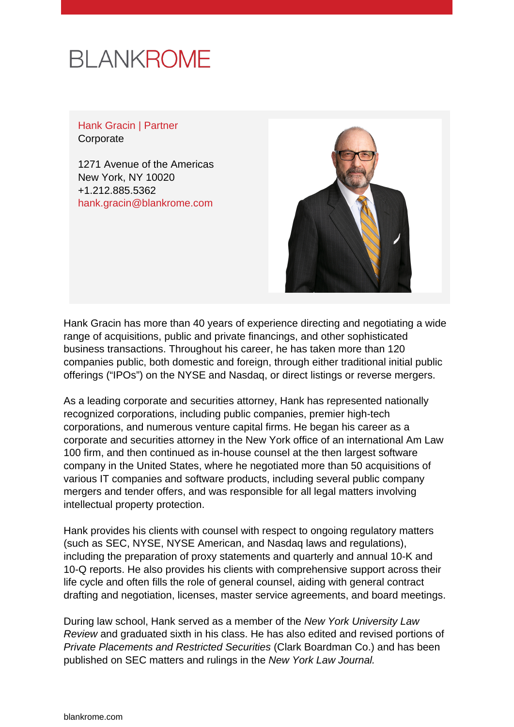# BLANKROME

**Hank Gracin | Partner**
Corporate

1271 Avenue of the Americas
New York, NY 10020
+1.212.885.5362
hank.gracin@blankrome.com

Hank Gracin has more than 40 years of experience directing and negotiating a wide range of acquisitions, public and private financings, and other sophisticated business transactions. Throughout his career, he has taken more than 120 companies public, both domestic and foreign, through either traditional initial public offerings ("IPOs") on the NYSE and Nasdaq, or direct listings or reverse mergers.

As a leading corporate and securities attorney, Hank has represented nationally recognized corporations, including public companies, premier high-tech corporations, and numerous venture capital firms. He began his career as a corporate and securities attorney in the New York office of an international Am Law 100 firm, and then continued as in-house counsel at the then largest software company in the United States, where he negotiated more than 50 acquisitions of various IT companies and software products, including several public company mergers and tender offers, and was responsible for all legal matters involving intellectual property protection.

Hank provides his clients with counsel with respect to ongoing regulatory matters (such as SEC, NYSE, NYSE American, and Nasdaq laws and regulations), including the preparation of proxy statements and quarterly and annual 10-K and 10-Q reports. He also provides his clients with comprehensive support across their life cycle and often fills the role of general counsel, aiding with general contract drafting and negotiation, licenses, master service agreements, and board meetings.

During law school, Hank served as a member of the *New York University Law Review* and graduated sixth in his class. He has also edited and revised portions of *Private Placements and Restricted Securities* (Clark Boardman Co.) and has been published on SEC matters and rulings in the *New York Law Journal.*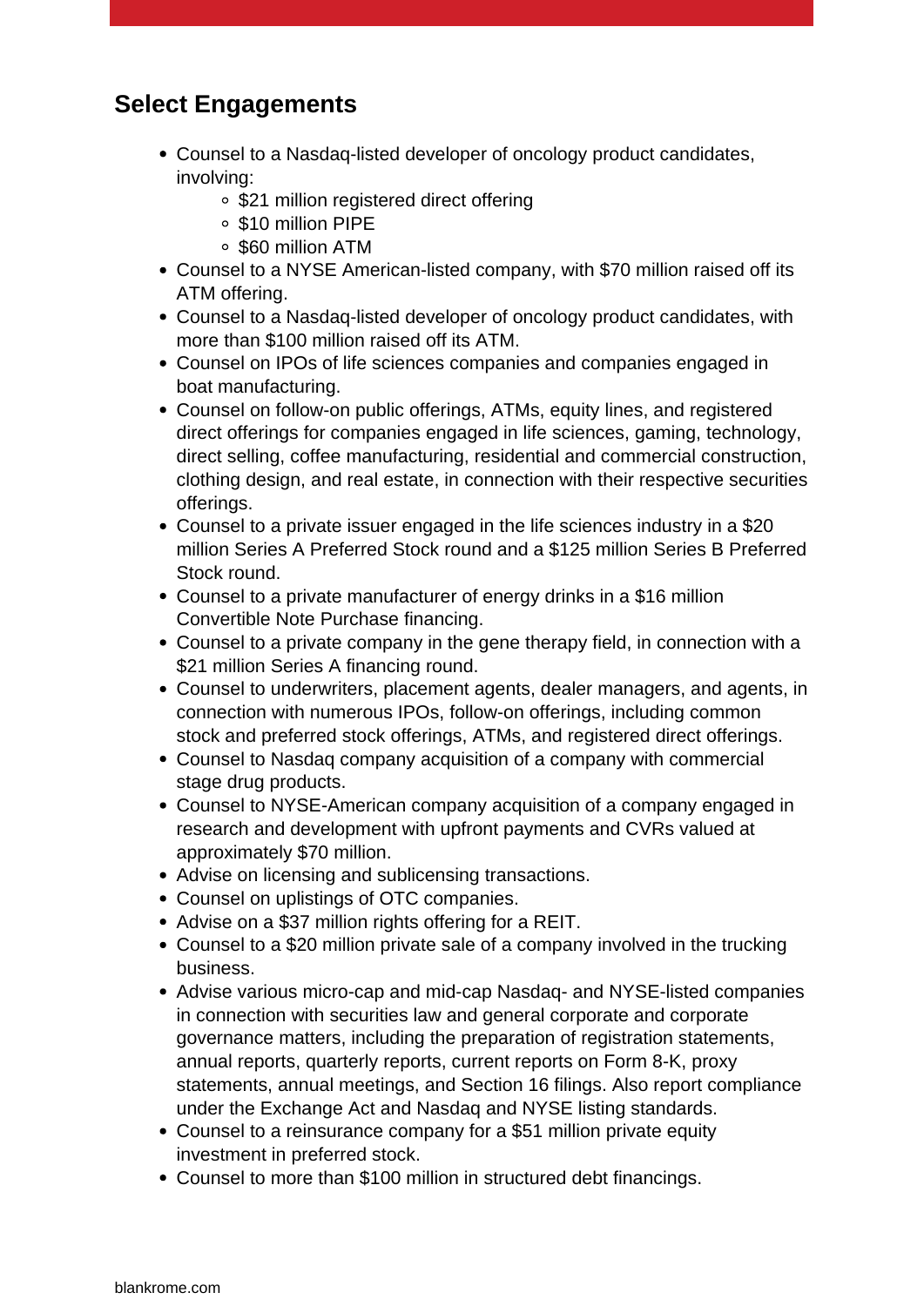## Select Engagements

- Counsel to a Nasdaq-listed developer of oncology product candidates, involving:
    - $21 million registered direct offering
    - $10 million PIPE
    - $60 million ATM
- Counsel to a NYSE American-listed company, with $70 million raised off its ATM offering.
- Counsel to a Nasdaq-listed developer of oncology product candidates, with more than $100 million raised off its ATM.
- Counsel on IPOs of life sciences companies and companies engaged in boat manufacturing.
- Counsel on follow-on public offerings, ATMs, equity lines, and registered direct offerings for companies engaged in life sciences, gaming, technology, direct selling, coffee manufacturing, residential and commercial construction, clothing design, and real estate, in connection with their respective securities offerings.
- Counsel to a private issuer engaged in the life sciences industry in a $20 million Series A Preferred Stock round and a $125 million Series B Preferred Stock round.
- Counsel to a private manufacturer of energy drinks in a $16 million Convertible Note Purchase financing.
- Counsel to a private company in the gene therapy field, in connection with a $21 million Series A financing round.
- Counsel to underwriters, placement agents, dealer managers, and agents, in connection with numerous IPOs, follow-on offerings, including common stock and preferred stock offerings, ATMs, and registered direct offerings.
- Counsel to Nasdaq company acquisition of a company with commercial stage drug products.
- Counsel to NYSE-American company acquisition of a company engaged in research and development with upfront payments and CVRs valued at approximately $70 million.
- Advise on licensing and sublicensing transactions.
- Counsel on uplistings of OTC companies.
- Advise on a $37 million rights offering for a REIT.
- Counsel to a $20 million private sale of a company involved in the trucking business.
- Advise various micro-cap and mid-cap Nasdaq- and NYSE-listed companies in connection with securities law and general corporate and corporate governance matters, including the preparation of registration statements, annual reports, quarterly reports, current reports on Form 8-K, proxy statements, annual meetings, and Section 16 filings. Also report compliance under the Exchange Act and Nasdaq and NYSE listing standards.
- Counsel to a reinsurance company for a $51 million private equity investment in preferred stock.
- Counsel to more than $100 million in structured debt financings.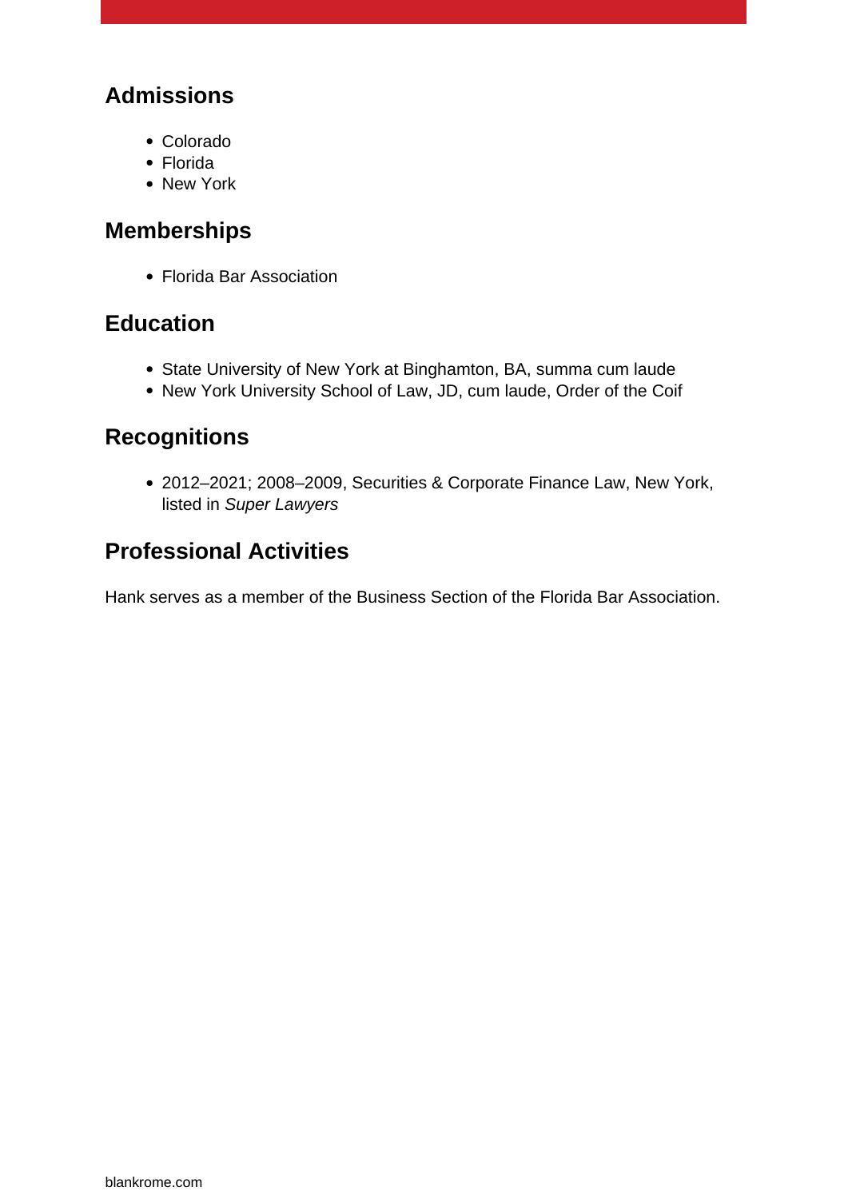## Admissions

- Colorado
- Florida
- New York

## Memberships

- Florida Bar Association

## Education

- State University of New York at Binghamton, BA, summa cum laude
- New York University School of Law, JD, cum laude, Order of the Coif

## Recognitions

- 2012–2021; 2008–2009, Securities & Corporate Finance Law, New York, listed in *Super Lawyers*

## Professional Activities

Hank serves as a member of the Business Section of the Florida Bar Association.